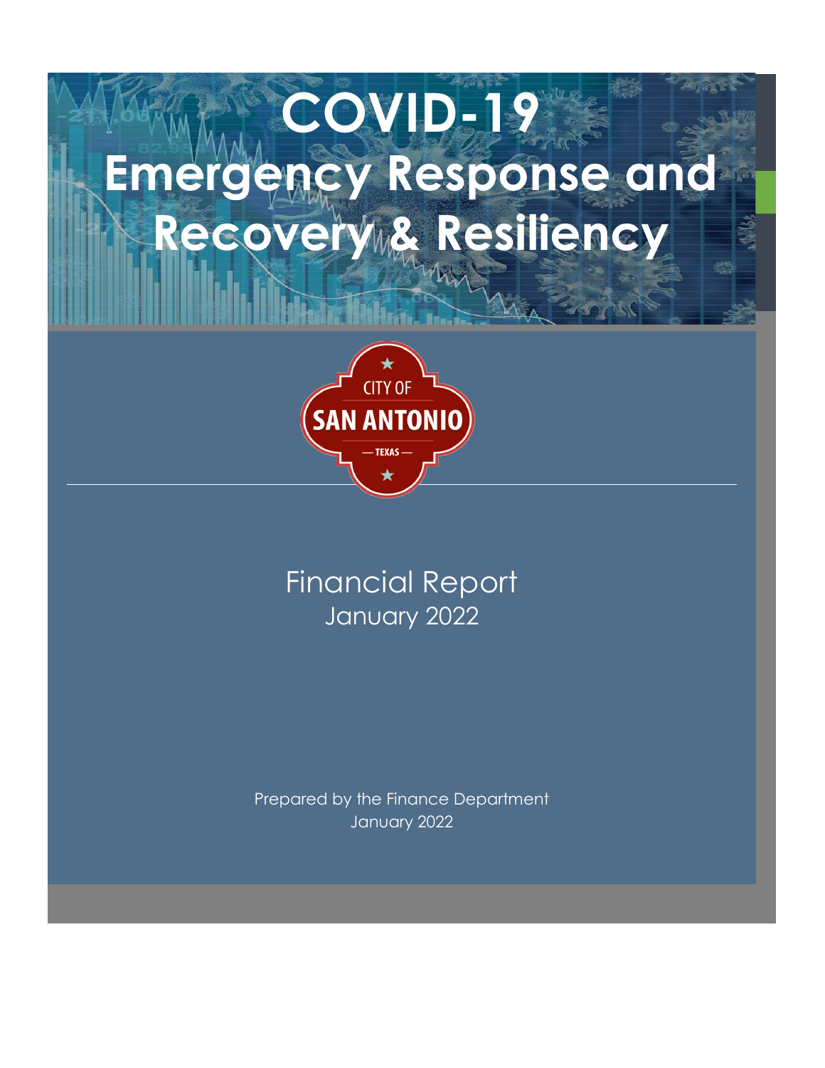# COVID-19 Emergency Response and Recovery & Resiliency

CITY OF SAN ANTONIO — TEXAS —

## Financial Report
January 2022

Prepared by the Finance Department
January 2022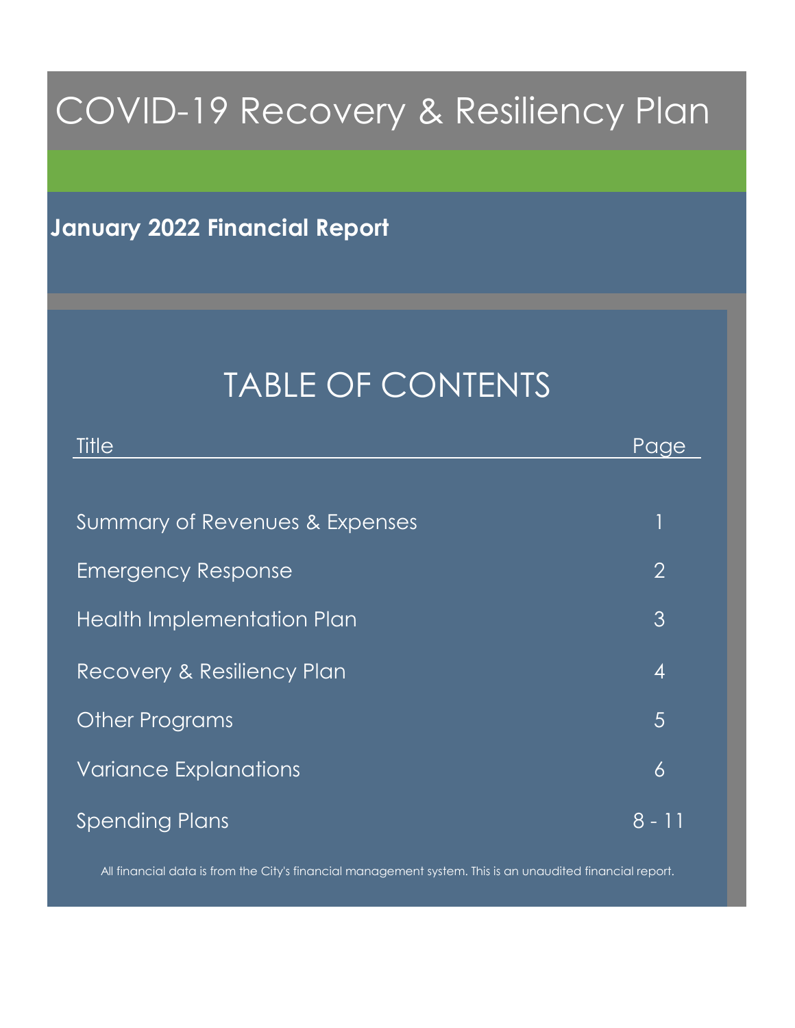# COVID-19 Recovery & Resiliency Plan

**January 2022 Financial Report**

## TABLE OF CONTENTS

| Title | Page |
| --- | --- |
| Summary of Revenues & Expenses | 1 |
| Emergency Response | 2 |
| Health Implementation Plan | 3 |
| Recovery & Resiliency Plan | 4 |
| Other Programs | 5 |
| Variance Explanations | 6 |
| Spending Plans | 8 - 11 |

All financial data is from the City's financial management system. This is an unaudited financial report.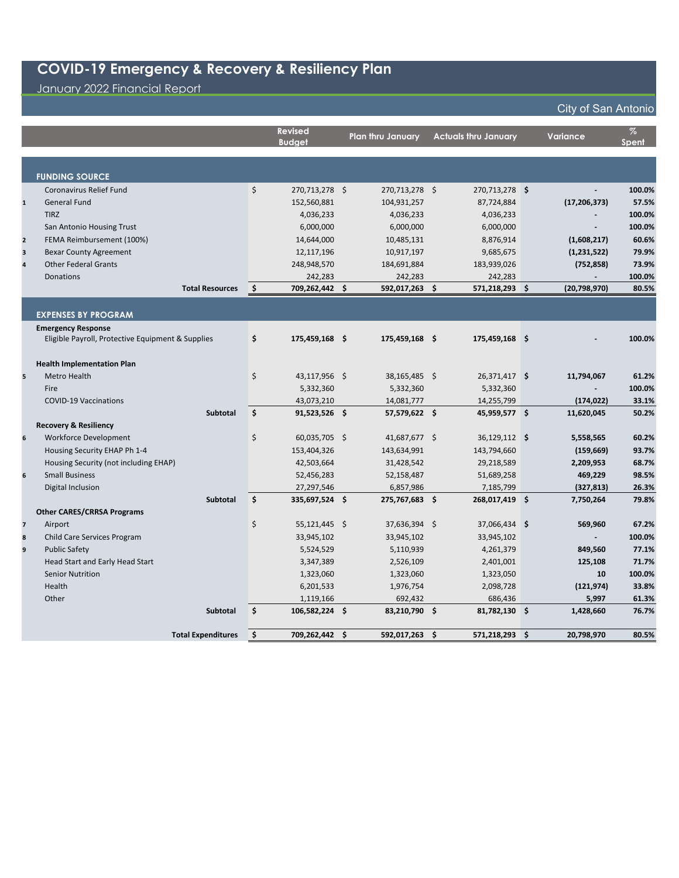# COVID-19 Emergency & Recovery & Resiliency Plan

January 2022 Financial Report

City of San Antonio

| | | Revised Budget | Plan thru January | Actuals thru January | Variance | % Spent |
|---|---|---|---|---|---|---|
| | **FUNDING SOURCE** | | | | | |
| | Coronavirus Relief Fund | $ 270,713,278 | $ 270,713,278 | $ 270,713,278 | $ - | 100.0% |
| 1 | General Fund | 152,560,881 | 104,931,257 | 87,724,884 | (17,206,373) | 57.5% |
| | TIRZ | 4,036,233 | 4,036,233 | 4,036,233 | - | 100.0% |
| | San Antonio Housing Trust | 6,000,000 | 6,000,000 | 6,000,000 | - | 100.0% |
| 2 | FEMA Reimbursement (100%) | 14,644,000 | 10,485,131 | 8,876,914 | (1,608,217) | 60.6% |
| 3 | Bexar County Agreement | 12,117,196 | 10,917,197 | 9,685,675 | (1,231,522) | 79.9% |
| 4 | Other Federal Grants | 248,948,570 | 184,691,884 | 183,939,026 | (752,858) | 73.9% |
| | Donations | 242,283 | 242,283 | 242,283 | - | 100.0% |
| | **Total Resources** | **$ 709,262,442** | **$ 592,017,263** | **$ 571,218,293** | **$ (20,798,970)** | **80.5%** |
| | **EXPENSES BY PROGRAM** | | | | | |
| | **Emergency Response** | | | | | |
| | Eligible Payroll, Protective Equipment & Supplies | **$ 175,459,168** | **$ 175,459,168** | **$ 175,459,168** | **$ -** | **100.0%** |
| | **Health Implementation Plan** | | | | | |
| 5 | Metro Health | $ 43,117,956 | $ 38,165,485 | $ 26,371,417 | $ 11,794,067 | 61.2% |
| | Fire | 5,332,360 | 5,332,360 | 5,332,360 | - | 100.0% |
| | COVID-19 Vaccinations | 43,073,210 | 14,081,777 | 14,255,799 | (174,022) | 33.1% |
| | **Subtotal** | **$ 91,523,526** | **$ 57,579,622** | **$ 45,959,577** | **$ 11,620,045** | **50.2%** |
| | **Recovery & Resiliency** | | | | | |
| 6 | Workforce Development | $ 60,035,705 | $ 41,687,677 | $ 36,129,112 | $ 5,558,565 | 60.2% |
| | Housing Security EHAP Ph 1-4 | 153,404,326 | 143,634,991 | 143,794,660 | (159,669) | 93.7% |
| | Housing Security (not including EHAP) | 42,503,664 | 31,428,542 | 29,218,589 | 2,209,953 | 68.7% |
| 6 | Small Business | 52,456,283 | 52,158,487 | 51,689,258 | 469,229 | 98.5% |
| | Digital Inclusion | 27,297,546 | 6,857,986 | 7,185,799 | (327,813) | 26.3% |
| | **Subtotal** | **$ 335,697,524** | **$ 275,767,683** | **$ 268,017,419** | **$ 7,750,264** | **79.8%** |
| | **Other CARES/CRRSA Programs** | | | | | |
| 7 | Airport | $ 55,121,445 | $ 37,636,394 | $ 37,066,434 | $ 569,960 | 67.2% |
| 8 | Child Care Services Program | 33,945,102 | 33,945,102 | 33,945,102 | - | 100.0% |
| 9 | Public Safety | 5,524,529 | 5,110,939 | 4,261,379 | 849,560 | 77.1% |
| | Head Start and Early Head Start | 3,347,389 | 2,526,109 | 2,401,001 | 125,108 | 71.7% |
| | Senior Nutrition | 1,323,060 | 1,323,060 | 1,323,050 | 10 | 100.0% |
| | Health | 6,201,533 | 1,976,754 | 2,098,728 | (121,974) | 33.8% |
| | Other | 1,119,166 | 692,432 | 686,436 | 5,997 | 61.3% |
| | **Subtotal** | **$ 106,582,224** | **$ 83,210,790** | **$ 81,782,130** | **$ 1,428,660** | **76.7%** |
| | **Total Expenditures** | **$ 709,262,442** | **$ 592,017,263** | **$ 571,218,293** | **$ 20,798,970** | **80.5%** |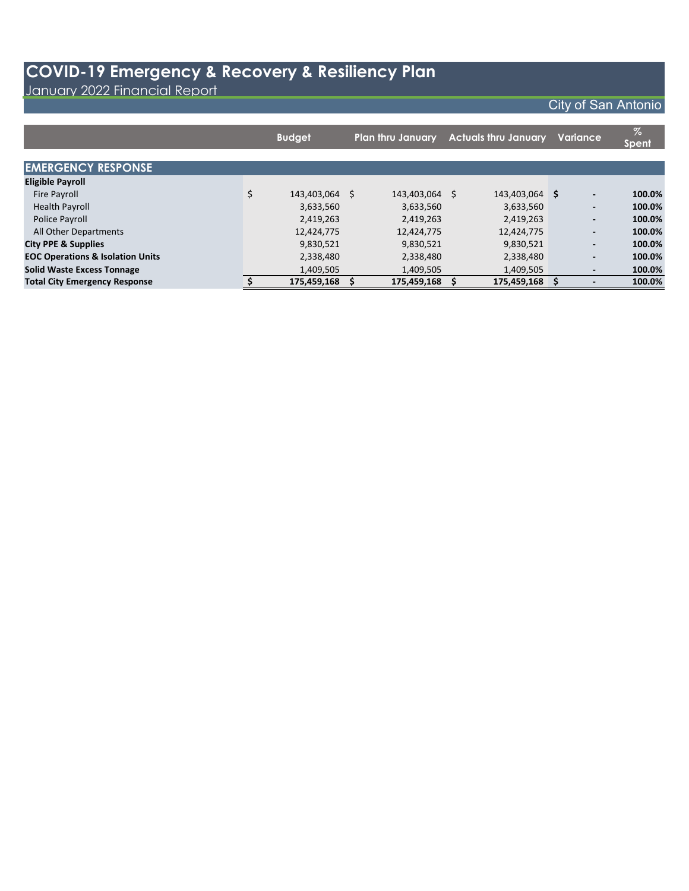# COVID-19 Emergency & Recovery & Resiliency Plan

January 2022 Financial Report

City of San Antonio

| | Budget | Plan thru January | Actuals thru January | Variance | % Spent |
|---|---|---|---|---|---|
| **EMERGENCY RESPONSE** | | | | | |
| **Eligible Payroll** | | | | | |
| Fire Payroll | $ 143,403,064 | $ 143,403,064 | $ 143,403,064 | **$ -** | **100.0%** |
| Health Payroll | 3,633,560 | 3,633,560 | 3,633,560 | **-** | **100.0%** |
| Police Payroll | 2,419,263 | 2,419,263 | 2,419,263 | **-** | **100.0%** |
| All Other Departments | 12,424,775 | 12,424,775 | 12,424,775 | **-** | **100.0%** |
| **City PPE & Supplies** | 9,830,521 | 9,830,521 | 9,830,521 | **-** | **100.0%** |
| **EOC Operations & Isolation Units** | 2,338,480 | 2,338,480 | 2,338,480 | **-** | **100.0%** |
| **Solid Waste Excess Tonnage** | 1,409,505 | 1,409,505 | 1,409,505 | **-** | **100.0%** |
| **Total City Emergency Response** | **$ 175,459,168** | **$ 175,459,168** | **$ 175,459,168** | **$ -** | **100.0%** |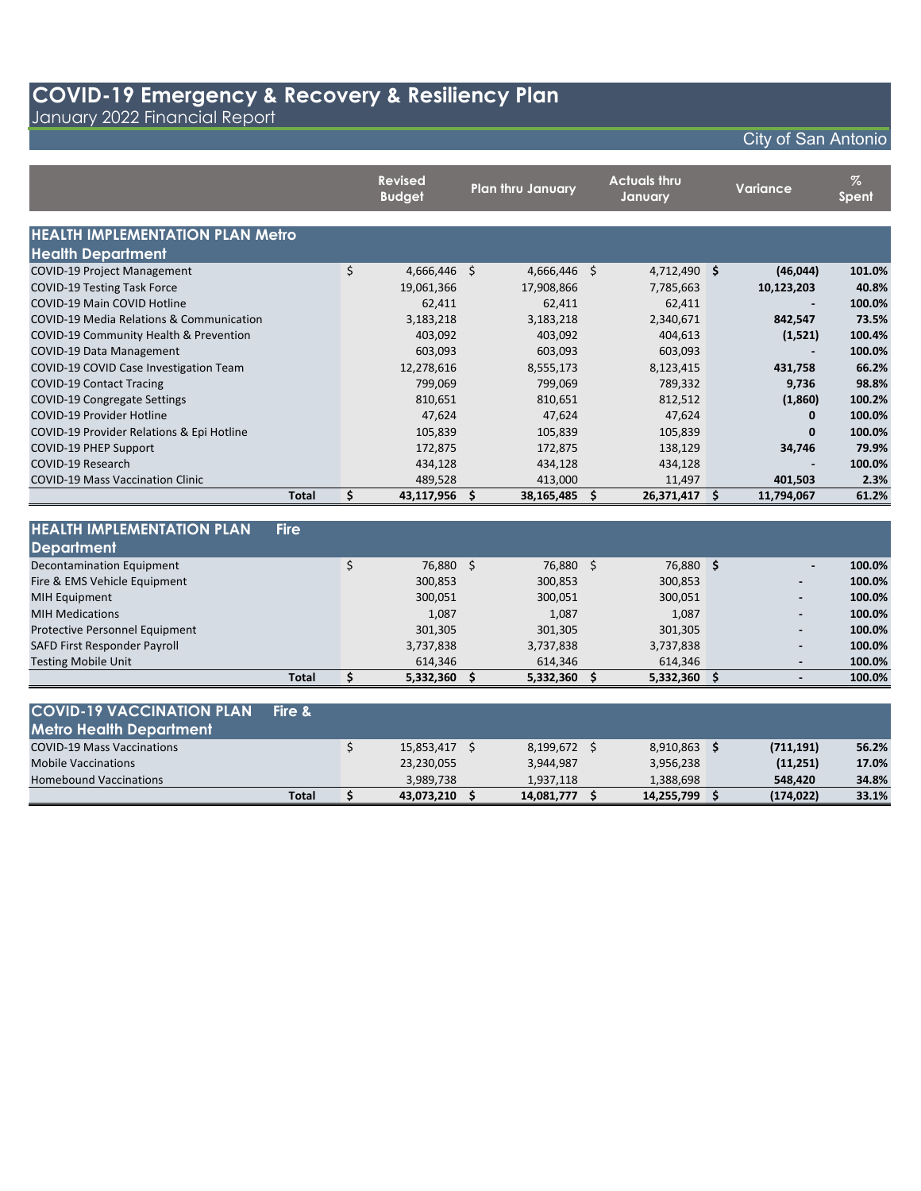# COVID-19 Emergency & Recovery & Resiliency Plan

January 2022 Financial Report

City of San Antonio

| | Revised Budget | Plan thru January | Actuals thru January | Variance | % Spent |
|---|---|---|---|---|---|
| **HEALTH IMPLEMENTATION PLAN Metro Health Department** | | | | | |
| COVID-19 Project Management | $ 4,666,446 | $ 4,666,446 | $ 4,712,490 | **$ (46,044)** | **101.0%** |
| COVID-19 Testing Task Force | 19,061,366 | 17,908,866 | 7,785,663 | **10,123,203** | **40.8%** |
| COVID-19 Main COVID Hotline | 62,411 | 62,411 | 62,411 | **-** | **100.0%** |
| COVID-19 Media Relations & Communication | 3,183,218 | 3,183,218 | 2,340,671 | **842,547** | **73.5%** |
| COVID-19 Community Health & Prevention | 403,092 | 403,092 | 404,613 | **(1,521)** | **100.4%** |
| COVID-19 Data Management | 603,093 | 603,093 | 603,093 | **-** | **100.0%** |
| COVID-19 COVID Case Investigation Team | 12,278,616 | 8,555,173 | 8,123,415 | **431,758** | **66.2%** |
| COVID-19 Contact Tracing | 799,069 | 799,069 | 789,332 | **9,736** | **98.8%** |
| COVID-19 Congregate Settings | 810,651 | 810,651 | 812,512 | **(1,860)** | **100.2%** |
| COVID-19 Provider Hotline | 47,624 | 47,624 | 47,624 | **0** | **100.0%** |
| COVID-19 Provider Relations & Epi Hotline | 105,839 | 105,839 | 105,839 | **0** | **100.0%** |
| COVID-19 PHEP Support | 172,875 | 172,875 | 138,129 | **34,746** | **79.9%** |
| COVID-19 Research | 434,128 | 434,128 | 434,128 | **-** | **100.0%** |
| COVID-19 Mass Vaccination Clinic | 489,528 | 413,000 | 11,497 | **401,503** | **2.3%** |
| **Total** | **$ 43,117,956** | **$ 38,165,485** | **$ 26,371,417** | **$ 11,794,067** | **61.2%** |
| **HEALTH IMPLEMENTATION PLAN Fire Department** | | | | | |
| Decontamination Equipment | $ 76,880 | $ 76,880 | $ 76,880 | **$ -** | **100.0%** |
| Fire & EMS Vehicle Equipment | 300,853 | 300,853 | 300,853 | **-** | **100.0%** |
| MIH Equipment | 300,051 | 300,051 | 300,051 | **-** | **100.0%** |
| MIH Medications | 1,087 | 1,087 | 1,087 | **-** | **100.0%** |
| Protective Personnel Equipment | 301,305 | 301,305 | 301,305 | **-** | **100.0%** |
| SAFD First Responder Payroll | 3,737,838 | 3,737,838 | 3,737,838 | **-** | **100.0%** |
| Testing Mobile Unit | 614,346 | 614,346 | 614,346 | **-** | **100.0%** |
| **Total** | **$ 5,332,360** | **$ 5,332,360** | **$ 5,332,360** | **$ -** | **100.0%** |
| **COVID-19 VACCINATION PLAN Fire & Metro Health Department** | | | | | |
| COVID-19 Mass Vaccinations | $ 15,853,417 | $ 8,199,672 | $ 8,910,863 | **$ (711,191)** | **56.2%** |
| Mobile Vaccinations | 23,230,055 | 3,944,987 | 3,956,238 | **(11,251)** | **17.0%** |
| Homebound Vaccinations | 3,989,738 | 1,937,118 | 1,388,698 | **548,420** | **34.8%** |
| **Total** | **$ 43,073,210** | **$ 14,081,777** | **$ 14,255,799** | **$ (174,022)** | **33.1%** |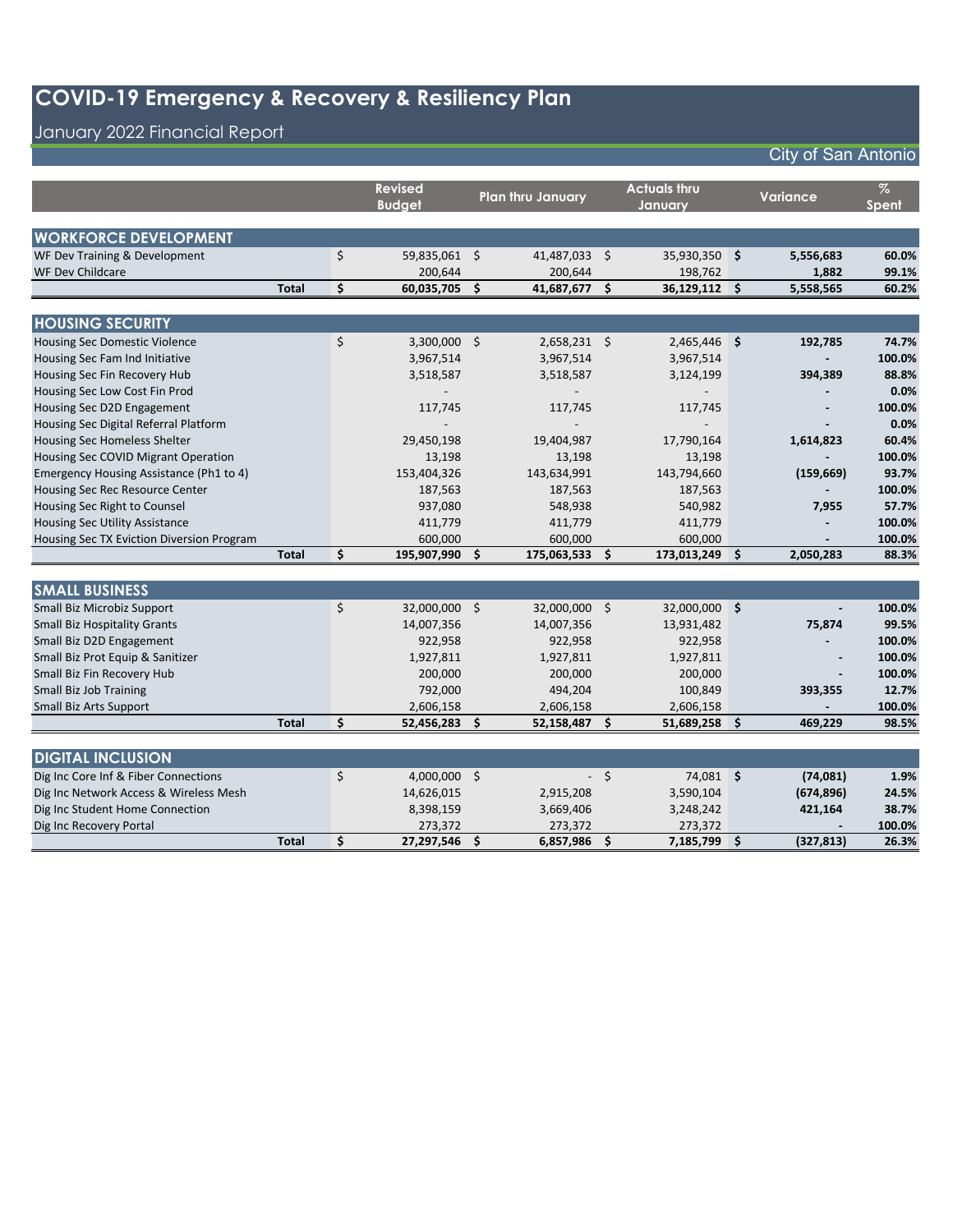# COVID-19 Emergency & Recovery & Resiliency Plan

## January 2022 Financial Report

City of San Antonio

| | Revised Budget | Plan thru January | Actuals thru January | Variance | % Spent |
|---|---|---|---|---|---|
| **WORKFORCE DEVELOPMENT** | | | | | |
| WF Dev Training & Development | $ 59,835,061 | $ 41,487,033 | $ 35,930,350 | **$ 5,556,683** | **60.0%** |
| WF Dev Childcare | 200,644 | 200,644 | 198,762 | **1,882** | **99.1%** |
| **Total** | **$ 60,035,705** | **$ 41,687,677** | **$ 36,129,112** | **$ 5,558,565** | **60.2%** |
| **HOUSING SECURITY** | | | | | |
| Housing Sec Domestic Violence | $ 3,300,000 | $ 2,658,231 | $ 2,465,446 | **$ 192,785** | **74.7%** |
| Housing Sec Fam Ind Initiative | 3,967,514 | 3,967,514 | 3,967,514 | **-** | **100.0%** |
| Housing Sec Fin Recovery Hub | 3,518,587 | 3,518,587 | 3,124,199 | **394,389** | **88.8%** |
| Housing Sec Low Cost Fin Prod | - | - | - | **-** | **0.0%** |
| Housing Sec D2D Engagement | 117,745 | 117,745 | 117,745 | **-** | **100.0%** |
| Housing Sec Digital Referral Platform | - | - | - | **-** | **0.0%** |
| Housing Sec Homeless Shelter | 29,450,198 | 19,404,987 | 17,790,164 | **1,614,823** | **60.4%** |
| Housing Sec COVID Migrant Operation | 13,198 | 13,198 | 13,198 | **-** | **100.0%** |
| Emergency Housing Assistance (Ph1 to 4) | 153,404,326 | 143,634,991 | 143,794,660 | **(159,669)** | **93.7%** |
| Housing Sec Rec Resource Center | 187,563 | 187,563 | 187,563 | **-** | **100.0%** |
| Housing Sec Right to Counsel | 937,080 | 548,938 | 540,982 | **7,955** | **57.7%** |
| Housing Sec Utility Assistance | 411,779 | 411,779 | 411,779 | **-** | **100.0%** |
| Housing Sec TX Eviction Diversion Program | 600,000 | 600,000 | 600,000 | **-** | **100.0%** |
| **Total** | **$ 195,907,990** | **$ 175,063,533** | **$ 173,013,249** | **$ 2,050,283** | **88.3%** |
| **SMALL BUSINESS** | | | | | |
| Small Biz Microbiz Support | $ 32,000,000 | $ 32,000,000 | $ 32,000,000 | **$ -** | **100.0%** |
| Small Biz Hospitality Grants | 14,007,356 | 14,007,356 | 13,931,482 | **75,874** | **99.5%** |
| Small Biz D2D Engagement | 922,958 | 922,958 | 922,958 | **-** | **100.0%** |
| Small Biz Prot Equip & Sanitizer | 1,927,811 | 1,927,811 | 1,927,811 | **-** | **100.0%** |
| Small Biz Fin Recovery Hub | 200,000 | 200,000 | 200,000 | **-** | **100.0%** |
| Small Biz Job Training | 792,000 | 494,204 | 100,849 | **393,355** | **12.7%** |
| Small Biz Arts Support | 2,606,158 | 2,606,158 | 2,606,158 | **-** | **100.0%** |
| **Total** | **$ 52,456,283** | **$ 52,158,487** | **$ 51,689,258** | **$ 469,229** | **98.5%** |
| **DIGITAL INCLUSION** | | | | | |
| Dig Inc Core Inf & Fiber Connections | $ 4,000,000 | $ - | $ 74,081 | **$ (74,081)** | **1.9%** |
| Dig Inc Network Access & Wireless Mesh | 14,626,015 | 2,915,208 | 3,590,104 | **(674,896)** | **24.5%** |
| Dig Inc Student Home Connection | 8,398,159 | 3,669,406 | 3,248,242 | **421,164** | **38.7%** |
| Dig Inc Recovery Portal | 273,372 | 273,372 | 273,372 | **-** | **100.0%** |
| **Total** | **$ 27,297,546** | **$ 6,857,986** | **$ 7,185,799** | **$ (327,813)** | **26.3%** |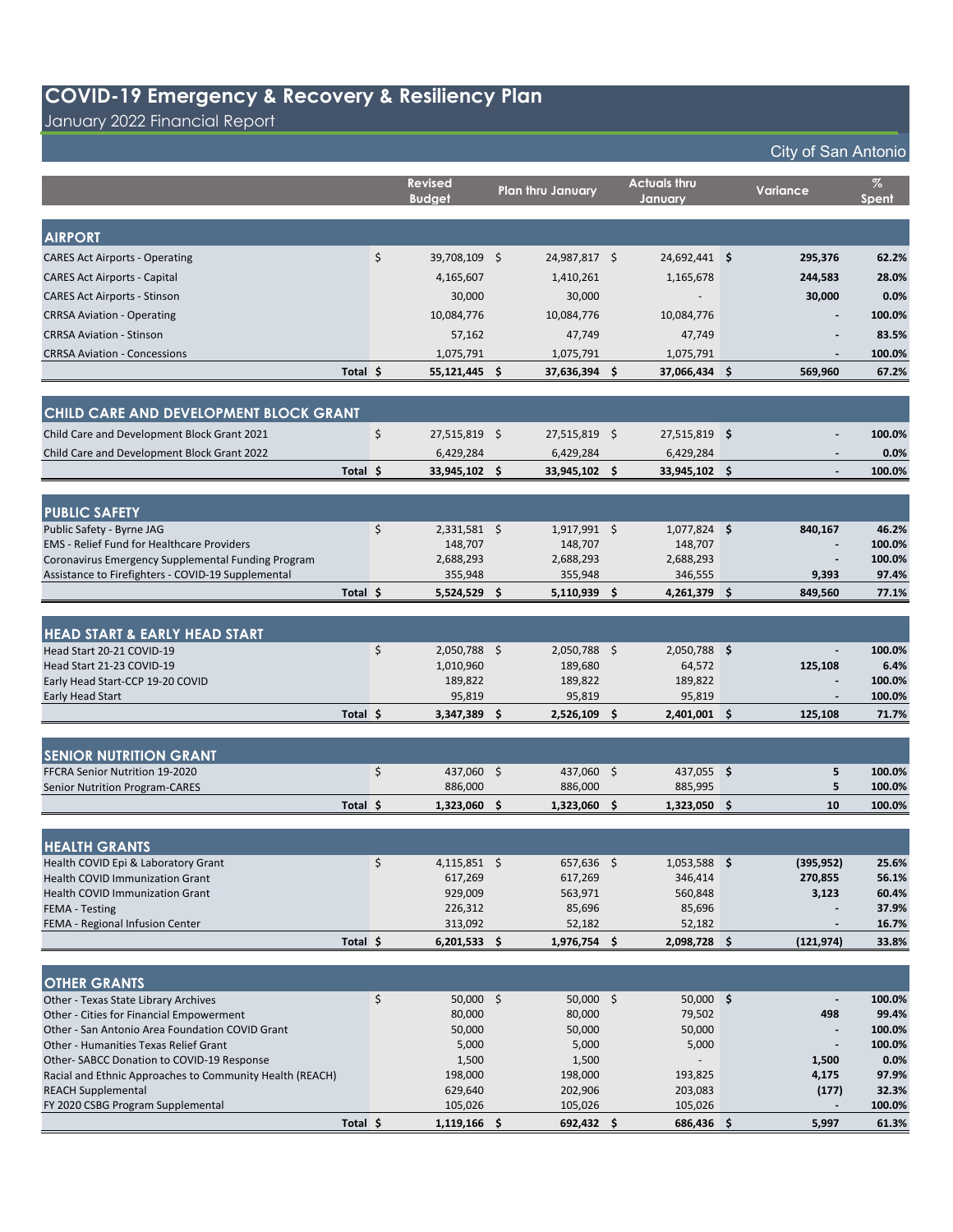# COVID-19 Emergency & Recovery & Resiliency Plan

January 2022 Financial Report

City of San Antonio

| | Revised Budget | Plan thru January | Actuals thru January | Variance | % Spent |
|---|---|---|---|---|---|
| **AIRPORT** | | | | | |
| CARES Act Airports - Operating | $ 39,708,109 | $ 24,987,817 | $ 24,692,441 | $ **295,376** | **62.2%** |
| CARES Act Airports - Capital | 4,165,607 | 1,410,261 | 1,165,678 | **244,583** | **28.0%** |
| CARES Act Airports - Stinson | 30,000 | 30,000 | - | **30,000** | **0.0%** |
| CRRSA Aviation - Operating | 10,084,776 | 10,084,776 | 10,084,776 | **-** | **100.0%** |
| CRRSA Aviation - Stinson | 57,162 | 47,749 | 47,749 | **-** | **83.5%** |
| CRRSA Aviation - Concessions | 1,075,791 | 1,075,791 | 1,075,791 | **-** | **100.0%** |
| **Total** | **$ 55,121,445** | **$ 37,636,394** | **$ 37,066,434** | **$ 569,960** | **67.2%** |
| **CHILD CARE AND DEVELOPMENT BLOCK GRANT** | | | | | |
| Child Care and Development Block Grant 2021 | $ 27,515,819 | $ 27,515,819 | $ 27,515,819 | $ **-** | **100.0%** |
| Child Care and Development Block Grant 2022 | 6,429,284 | 6,429,284 | 6,429,284 | **-** | **0.0%** |
| **Total** | **$ 33,945,102** | **$ 33,945,102** | **$ 33,945,102** | **$ -** | **100.0%** |
| **PUBLIC SAFETY** | | | | | |
| Public Safety - Byrne JAG | $ 2,331,581 | $ 1,917,991 | $ 1,077,824 | $ **840,167** | **46.2%** |
| EMS - Relief Fund for Healthcare Providers | 148,707 | 148,707 | 148,707 | **-** | **100.0%** |
| Coronavirus Emergency Supplemental Funding Program | 2,688,293 | 2,688,293 | 2,688,293 | **-** | **100.0%** |
| Assistance to Firefighters - COVID-19 Supplemental | 355,948 | 355,948 | 346,555 | **9,393** | **97.4%** |
| **Total** | **$ 5,524,529** | **$ 5,110,939** | **$ 4,261,379** | **$ 849,560** | **77.1%** |
| **HEAD START & EARLY HEAD START** | | | | | |
| Head Start 20-21 COVID-19 | $ 2,050,788 | $ 2,050,788 | $ 2,050,788 | $ **-** | **100.0%** |
| Head Start 21-23 COVID-19 | 1,010,960 | 189,680 | 64,572 | **125,108** | **6.4%** |
| Early Head Start-CCP 19-20 COVID | 189,822 | 189,822 | 189,822 | **-** | **100.0%** |
| Early Head Start | 95,819 | 95,819 | 95,819 | **-** | **100.0%** |
| **Total** | **$ 3,347,389** | **$ 2,526,109** | **$ 2,401,001** | **$ 125,108** | **71.7%** |
| **SENIOR NUTRITION GRANT** | | | | | |
| FFCRA Senior Nutrition 19-2020 | $ 437,060 | $ 437,060 | $ 437,055 | $ **5** | **100.0%** |
| Senior Nutrition Program-CARES | 886,000 | 886,000 | 885,995 | **5** | **100.0%** |
| **Total** | **$ 1,323,060** | **$ 1,323,060** | **$ 1,323,050** | **$ 10** | **100.0%** |
| **HEALTH GRANTS** | | | | | |
| Health COVID Epi & Laboratory Grant | $ 4,115,851 | $ 657,636 | $ 1,053,588 | $ **(395,952)** | **25.6%** |
| Health COVID Immunization Grant | 617,269 | 617,269 | 346,414 | **270,855** | **56.1%** |
| Health COVID Immunization Grant | 929,009 | 563,971 | 560,848 | **3,123** | **60.4%** |
| FEMA - Testing | 226,312 | 85,696 | 85,696 | **-** | **37.9%** |
| FEMA - Regional Infusion Center | 313,092 | 52,182 | 52,182 | **-** | **16.7%** |
| **Total** | **$ 6,201,533** | **$ 1,976,754** | **$ 2,098,728** | **$ (121,974)** | **33.8%** |
| **OTHER GRANTS** | | | | | |
| Other - Texas State Library Archives | $ 50,000 | $ 50,000 | $ 50,000 | $ **-** | **100.0%** |
| Other - Cities for Financial Empowerment | 80,000 | 80,000 | 79,502 | **498** | **99.4%** |
| Other - San Antonio Area Foundation COVID Grant | 50,000 | 50,000 | 50,000 | **-** | **100.0%** |
| Other - Humanities Texas Relief Grant | 5,000 | 5,000 | 5,000 | **-** | **100.0%** |
| Other- SABCC Donation to COVID-19 Response | 1,500 | 1,500 | - | **1,500** | **0.0%** |
| Racial and Ethnic Approaches to Community Health (REACH) | 198,000 | 198,000 | 193,825 | **4,175** | **97.9%** |
| REACH Supplemental | 629,640 | 202,906 | 203,083 | **(177)** | **32.3%** |
| FY 2020 CSBG Program Supplemental | 105,026 | 105,026 | 105,026 | **-** | **100.0%** |
| **Total** | **$ 1,119,166** | **$ 692,432** | **$ 686,436** | **$ 5,997** | **61.3%** |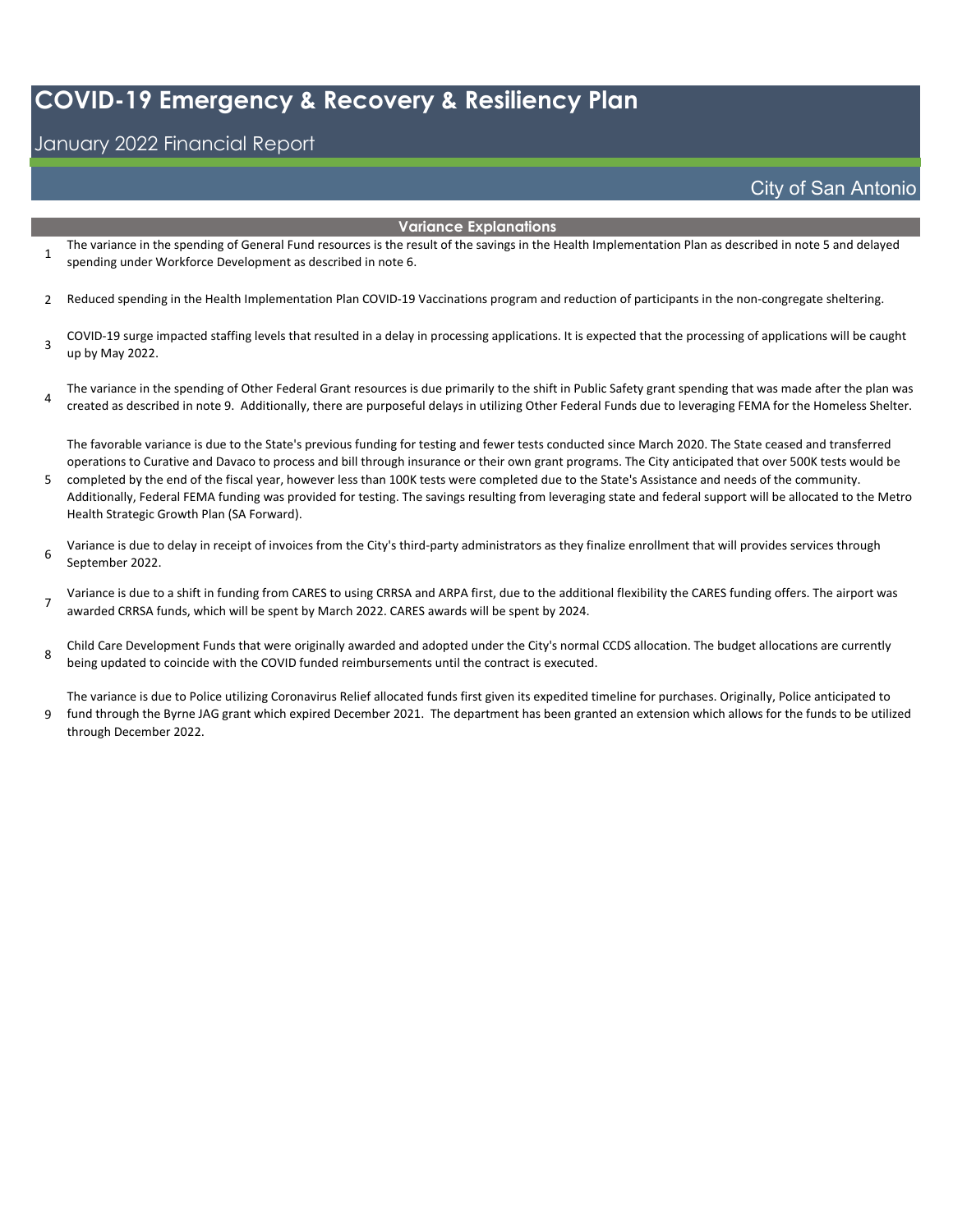# COVID-19 Emergency & Recovery & Resiliency Plan

January 2022 Financial Report

City of San Antonio

## Variance Explanations

1. The variance in the spending of General Fund resources is the result of the savings in the Health Implementation Plan as described in note 5 and delayed spending under Workforce Development as described in note 6.

2. Reduced spending in the Health Implementation Plan COVID-19 Vaccinations program and reduction of participants in the non-congregate sheltering.

3. COVID-19 surge impacted staffing levels that resulted in a delay in processing applications. It is expected that the processing of applications will be caught up by May 2022.

4. The variance in the spending of Other Federal Grant resources is due primarily to the shift in Public Safety grant spending that was made after the plan was created as described in note 9. Additionally, there are purposeful delays in utilizing Other Federal Funds due to leveraging FEMA for the Homeless Shelter.

5. The favorable variance is due to the State's previous funding for testing and fewer tests conducted since March 2020. The State ceased and transferred operations to Curative and Davaco to process and bill through insurance or their own grant programs. The City anticipated that over 500K tests would be completed by the end of the fiscal year, however less than 100K tests were completed due to the State's Assistance and needs of the community. Additionally, Federal FEMA funding was provided for testing. The savings resulting from leveraging state and federal support will be allocated to the Metro Health Strategic Growth Plan (SA Forward).

6. Variance is due to delay in receipt of invoices from the City's third-party administrators as they finalize enrollment that will provides services through September 2022.

7. Variance is due to a shift in funding from CARES to using CRRSA and ARPA first, due to the additional flexibility the CARES funding offers. The airport was awarded CRRSA funds, which will be spent by March 2022. CARES awards will be spent by 2024.

8. Child Care Development Funds that were originally awarded and adopted under the City's normal CCDS allocation. The budget allocations are currently being updated to coincide with the COVID funded reimbursements until the contract is executed.

9. The variance is due to Police utilizing Coronavirus Relief allocated funds first given its expedited timeline for purchases. Originally, Police anticipated to fund through the Byrne JAG grant which expired December 2021. The department has been granted an extension which allows for the funds to be utilized through December 2022.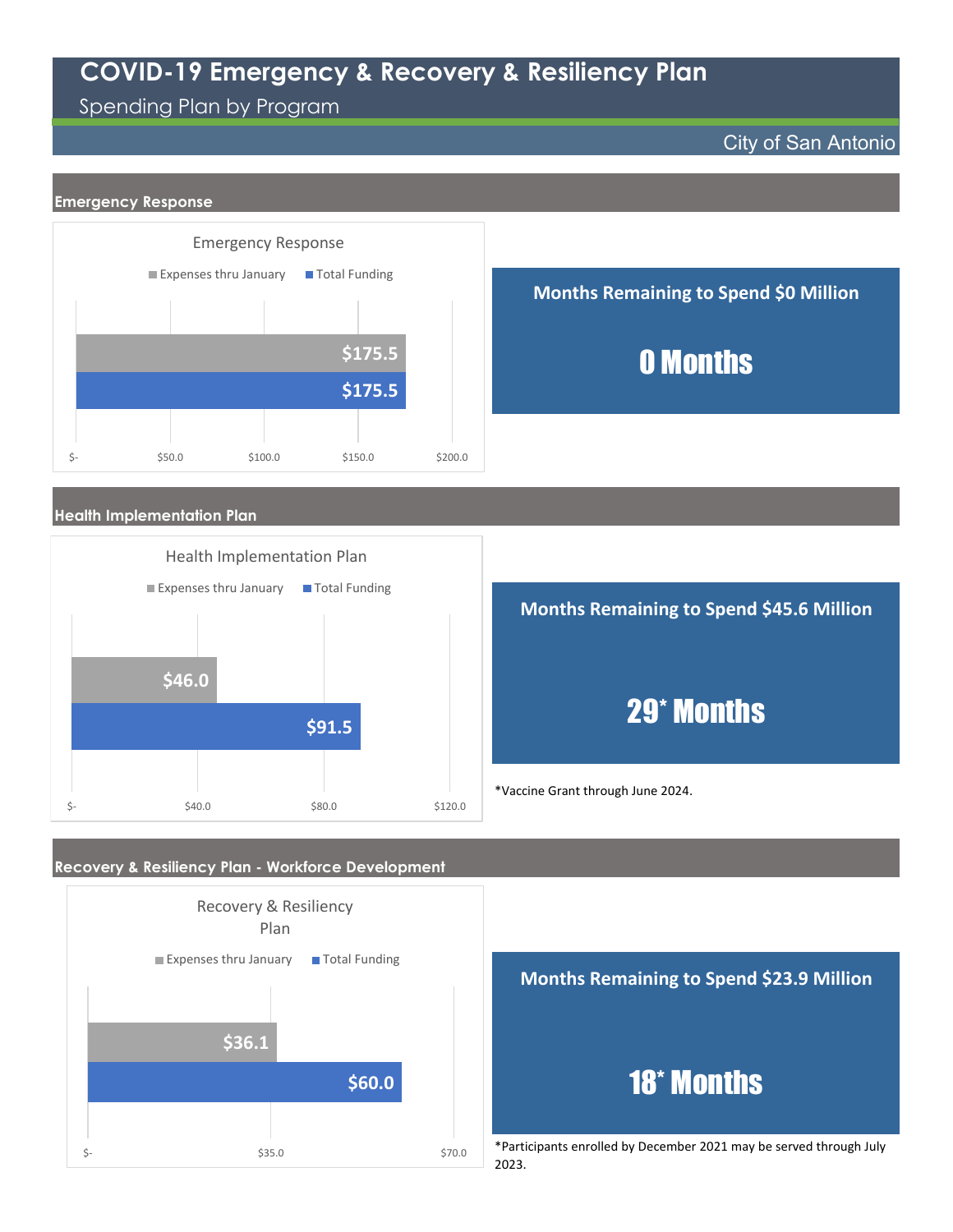# COVID-19 Emergency & Recovery & Resiliency Plan

## Spending Plan by Program

City of San Antonio

### Emergency Response

Emergency Response

| | Expenses thru January | Total Funding |
|---|---|---|
| Emergency Response | $175.5 | $175.5 |

**Months Remaining to Spend $0 Million**

**0 Months**

### Health Implementation Plan

Health Implementation Plan

| | Expenses thru January | Total Funding |
|---|---|---|
| Health Implementation Plan | $46.0 | $91.5 |

**Months Remaining to Spend $45.6 Million**

**29* Months**

*Vaccine Grant through June 2024.

### Recovery & Resiliency Plan - Workforce Development

Recovery & Resiliency Plan

| | Expenses thru January | Total Funding |
|---|---|---|
| Recovery & Resiliency Plan | $36.1 | $60.0 |

**Months Remaining to Spend $23.9 Million**

**18* Months**

*Participants enrolled by December 2021 may be served through July 2023.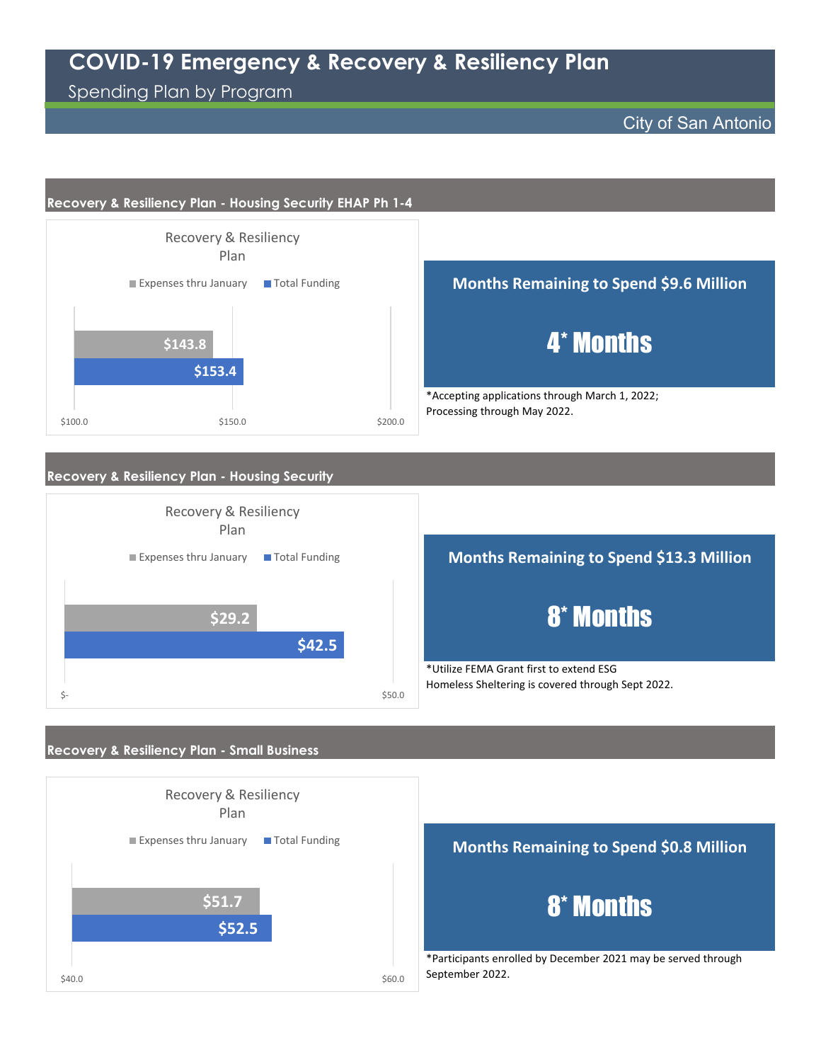# COVID-19 Emergency & Recovery & Resiliency Plan

Spending Plan by Program

City of San Antonio

## Recovery & Resiliency Plan - Housing Security EHAP Ph 1-4

Recovery & Resiliency Plan

| | Expenses thru January | Total Funding |
|---|---|---|
| Recovery & Resiliency Plan | $143.8 | $153.4 |

$100.0 $150.0 $200.0

**Months Remaining to Spend $9.6 Million**

**4* Months**

*Accepting applications through March 1, 2022; Processing through May 2022.

## Recovery & Resiliency Plan - Housing Security

Recovery & Resiliency Plan

| | Expenses thru January | Total Funding |
|---|---|---|
| Recovery & Resiliency Plan | $29.2 | $42.5 |

$- $50.0

**Months Remaining to Spend $13.3 Million**

**8* Months**

*Utilize FEMA Grant first to extend ESG Homeless Sheltering is covered through Sept 2022.

## Recovery & Resiliency Plan - Small Business

Recovery & Resiliency Plan

| | Expenses thru January | Total Funding |
|---|---|---|
| Recovery & Resiliency Plan | $51.7 | $52.5 |

$40.0 $60.0

**Months Remaining to Spend $0.8 Million**

**8* Months**

*Participants enrolled by December 2021 may be served through September 2022.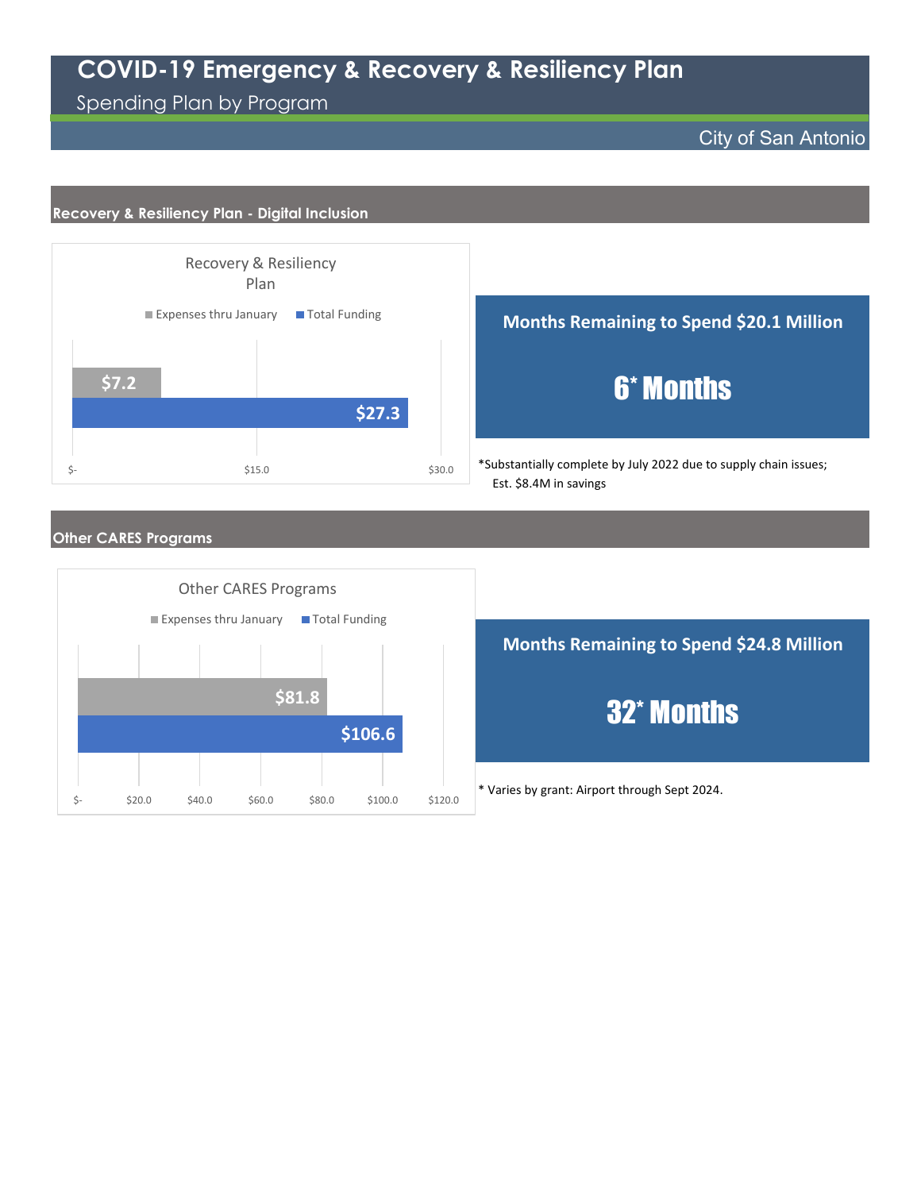# COVID-19 Emergency & Recovery & Resiliency Plan

Spending Plan by Program

City of San Antonio

## Recovery & Resiliency Plan - Digital Inclusion

Recovery & Resiliency Plan

| | Expenses thru January | Total Funding |
|---|---|---|
| Recovery & Resiliency Plan | $7.2 | $27.3 |

**Months Remaining to Spend $20.1 Million**

**6* Months**

*Substantially complete by July 2022 due to supply chain issues; Est. $8.4M in savings

## Other CARES Programs

Other CARES Programs

| | Expenses thru January | Total Funding |
|---|---|---|
| Other CARES Programs | $81.8 | $106.6 |

**Months Remaining to Spend $24.8 Million**

**32* Months**

* Varies by grant: Airport through Sept 2024.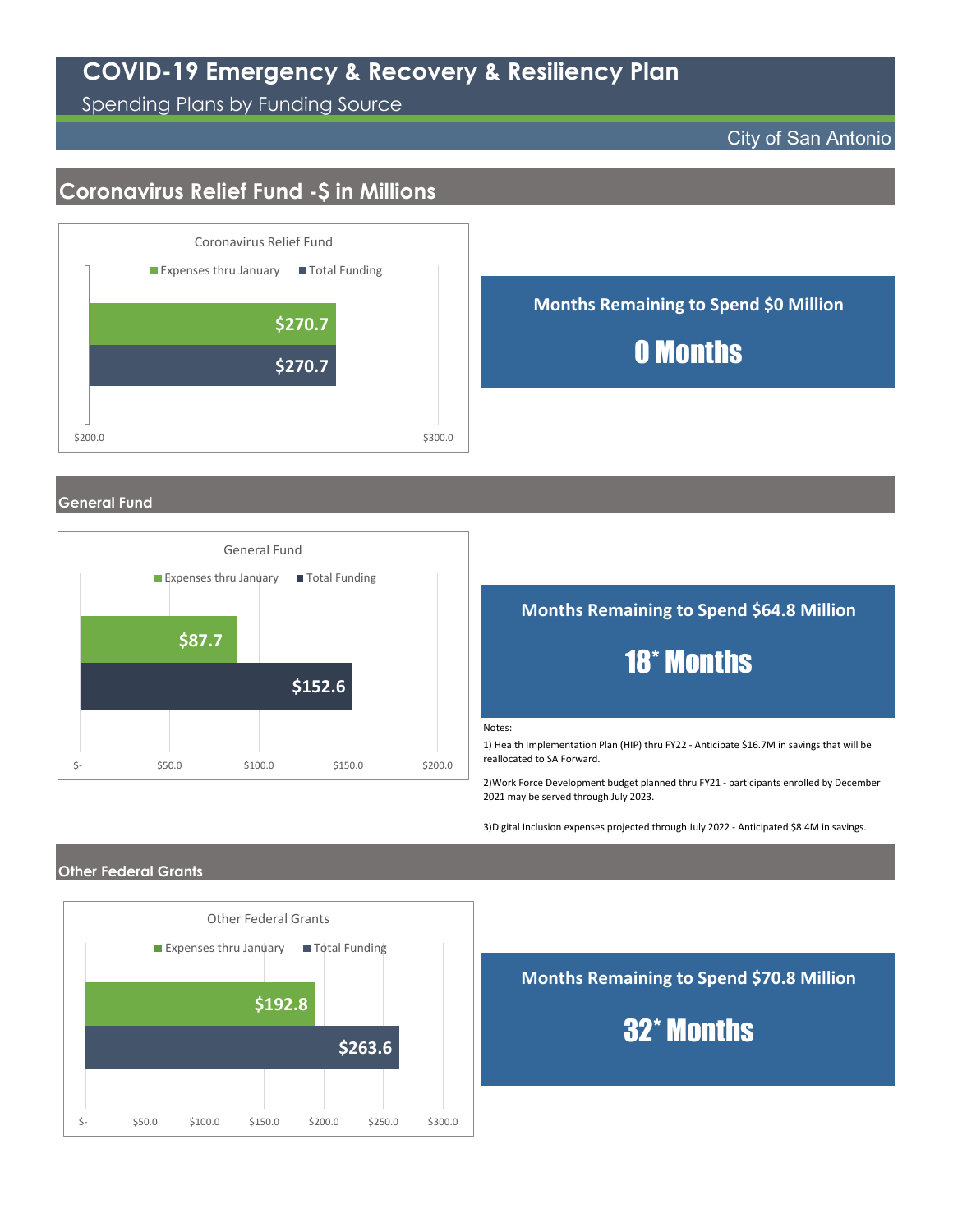# COVID-19 Emergency & Recovery & Resiliency Plan

Spending Plans by Funding Source

City of San Antonio

## Coronavirus Relief Fund -$ in Millions

Coronavirus Relief Fund

| | Expenses thru January | Total Funding |
|---|---|---|
| Coronavirus Relief Fund | $270.7 | $270.7 |

**Months Remaining to Spend $0 Million**

**0 Months**

## General Fund

General Fund

| | Expenses thru January | Total Funding |
|---|---|---|
| General Fund | $87.7 | $152.6 |

**Months Remaining to Spend $64.8 Million**

**18* Months**

Notes:

1) Health Implementation Plan (HIP) thru FY22 - Anticipate $16.7M in savings that will be reallocated to SA Forward.

2)Work Force Development budget planned thru FY21 - participants enrolled by December 2021 may be served through July 2023.

3)Digital Inclusion expenses projected through July 2022 - Anticipated $8.4M in savings.

## Other Federal Grants

Other Federal Grants

| | Expenses thru January | Total Funding |
|---|---|---|
| Other Federal Grants | $192.8 | $263.6 |

**Months Remaining to Spend $70.8 Million**

**32* Months**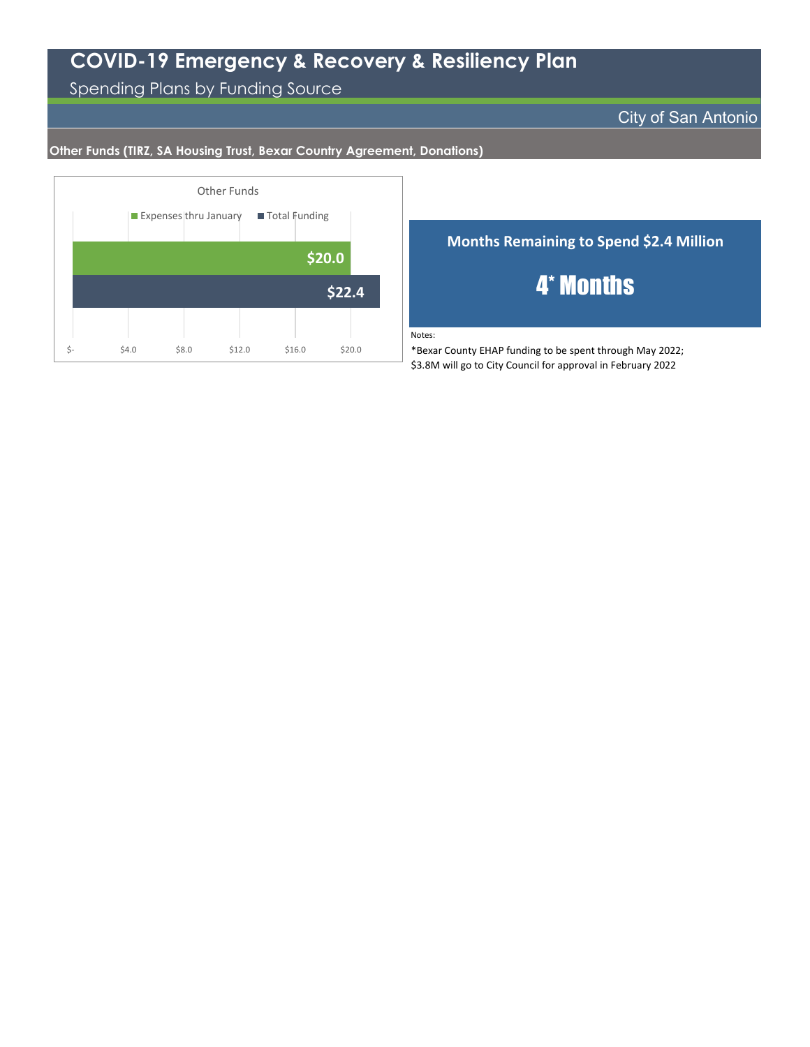# COVID-19 Emergency & Recovery & Resiliency Plan

Spending Plans by Funding Source

City of San Antonio

**Other Funds (TIRZ, SA Housing Trust, Bexar Country Agreement, Donations)**

Other Funds

Expenses thru January

Total Funding

$20.0

$22.4

$-
$4.0
$8.0
$12.0
$16.0
$20.0

**Months Remaining to Spend $2.4 Million**

**4* Months**

Notes:

*Bexar County EHAP funding to be spent through May 2022; $3.8M will go to City Council for approval in February 2022